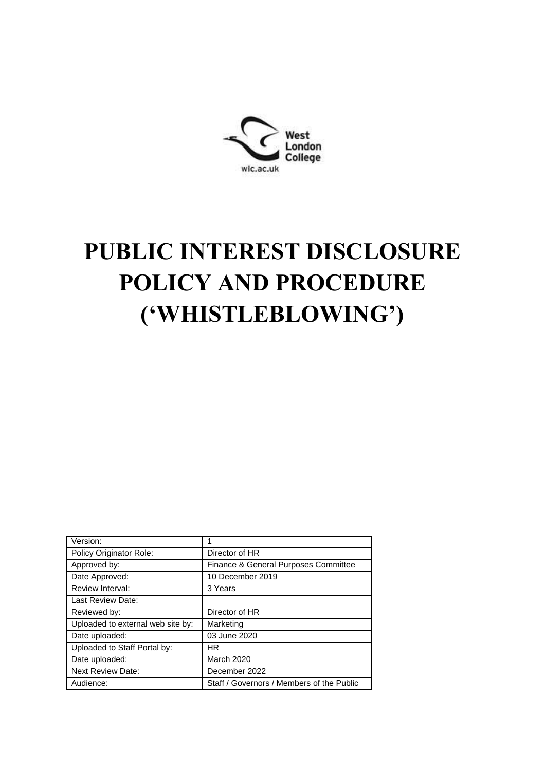West London College

wlc.ac.uk

# PUBLIC INTEREST DISCLOSURE POLICY AND PROCEDURE ('WHISTLEBLOWING')

| Version: | 1 |
|---|---|
| Policy Originator Role: | Director of HR |
| Approved by: | Finance & General Purposes Committee |
| Date Approved: | 10 December 2019 |
| Review Interval: | 3 Years |
| Last Review Date: | |
| Reviewed by: | Director of HR |
| Uploaded to external web site by: | Marketing |
| Date uploaded: | 03 June 2020 |
| Uploaded to Staff Portal by: | HR |
| Date uploaded: | March 2020 |
| Next Review Date: | December 2022 |
| Audience: | Staff / Governors / Members of the Public |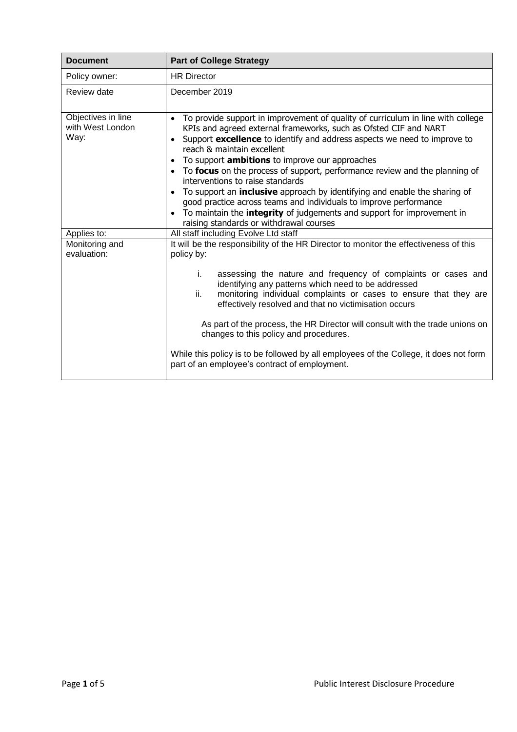| Document | Part of College Strategy |
|---|---|
| Policy owner: | HR Director |
| Review date | December 2019 |
| Objectives in line with West London Way: | • To provide support in improvement of quality of curriculum in line with college KPIs and agreed external frameworks, such as Ofsted CIF and NART<br>• Support **excellence** to identify and address aspects we need to improve to reach & maintain excellent<br>• To support **ambitions** to improve our approaches<br>• To **focus** on the process of support, performance review and the planning of interventions to raise standards<br>• To support an **inclusive** approach by identifying and enable the sharing of good practice across teams and individuals to improve performance<br>• To maintain the **integrity** of judgements and support for improvement in raising standards or withdrawal courses |
| Applies to: | All staff including Evolve Ltd staff |
| Monitoring and evaluation: | It will be the responsibility of the HR Director to monitor the effectiveness of this policy by:<br><br>i. assessing the nature and frequency of complaints or cases and identifying any patterns which need to be addressed<br>ii. monitoring individual complaints or cases to ensure that they are effectively resolved and that no victimisation occurs<br><br>As part of the process, the HR Director will consult with the trade unions on changes to this policy and procedures.<br><br>While this policy is to be followed by all employees of the College, it does not form part of an employee's contract of employment. |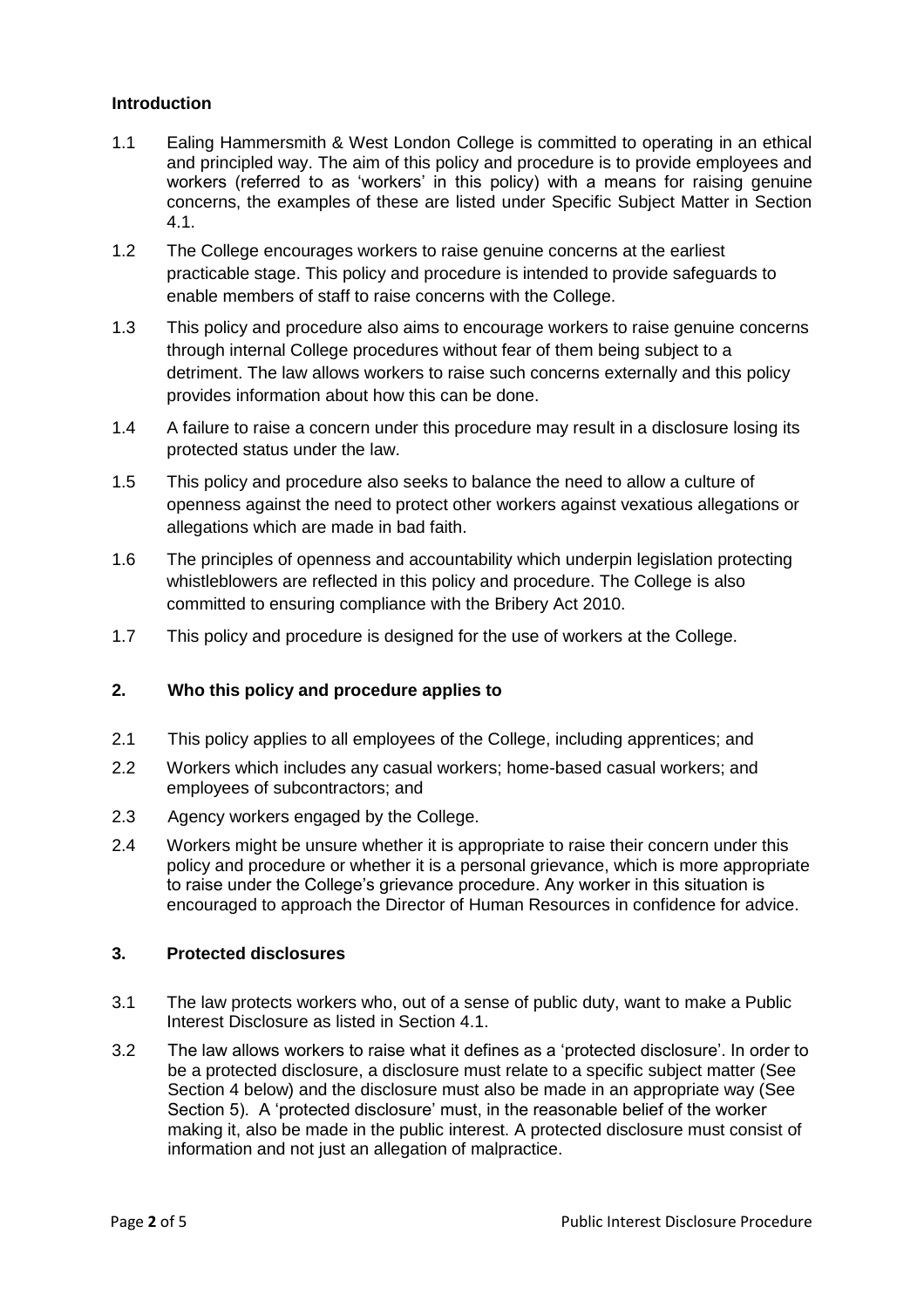## Introduction

1.1 Ealing Hammersmith & West London College is committed to operating in an ethical and principled way. The aim of this policy and procedure is to provide employees and workers (referred to as 'workers' in this policy) with a means for raising genuine concerns, the examples of these are listed under Specific Subject Matter in Section 4.1.

1.2 The College encourages workers to raise genuine concerns at the earliest practicable stage. This policy and procedure is intended to provide safeguards to enable members of staff to raise concerns with the College.

1.3 This policy and procedure also aims to encourage workers to raise genuine concerns through internal College procedures without fear of them being subject to a detriment. The law allows workers to raise such concerns externally and this policy provides information about how this can be done.

1.4 A failure to raise a concern under this procedure may result in a disclosure losing its protected status under the law.

1.5 This policy and procedure also seeks to balance the need to allow a culture of openness against the need to protect other workers against vexatious allegations or allegations which are made in bad faith.

1.6 The principles of openness and accountability which underpin legislation protecting whistleblowers are reflected in this policy and procedure. The College is also committed to ensuring compliance with the Bribery Act 2010.

1.7 This policy and procedure is designed for the use of workers at the College.

## 2. Who this policy and procedure applies to

2.1 This policy applies to all employees of the College, including apprentices; and

2.2 Workers which includes any casual workers; home-based casual workers; and employees of subcontractors; and

2.3 Agency workers engaged by the College.

2.4 Workers might be unsure whether it is appropriate to raise their concern under this policy and procedure or whether it is a personal grievance, which is more appropriate to raise under the College's grievance procedure. Any worker in this situation is encouraged to approach the Director of Human Resources in confidence for advice.

## 3. Protected disclosures

3.1 The law protects workers who, out of a sense of public duty, want to make a Public Interest Disclosure as listed in Section 4.1.

3.2 The law allows workers to raise what it defines as a 'protected disclosure'. In order to be a protected disclosure, a disclosure must relate to a specific subject matter (See Section 4 below) and the disclosure must also be made in an appropriate way (See Section 5). A 'protected disclosure' must, in the reasonable belief of the worker making it, also be made in the public interest. A protected disclosure must consist of information and not just an allegation of malpractice.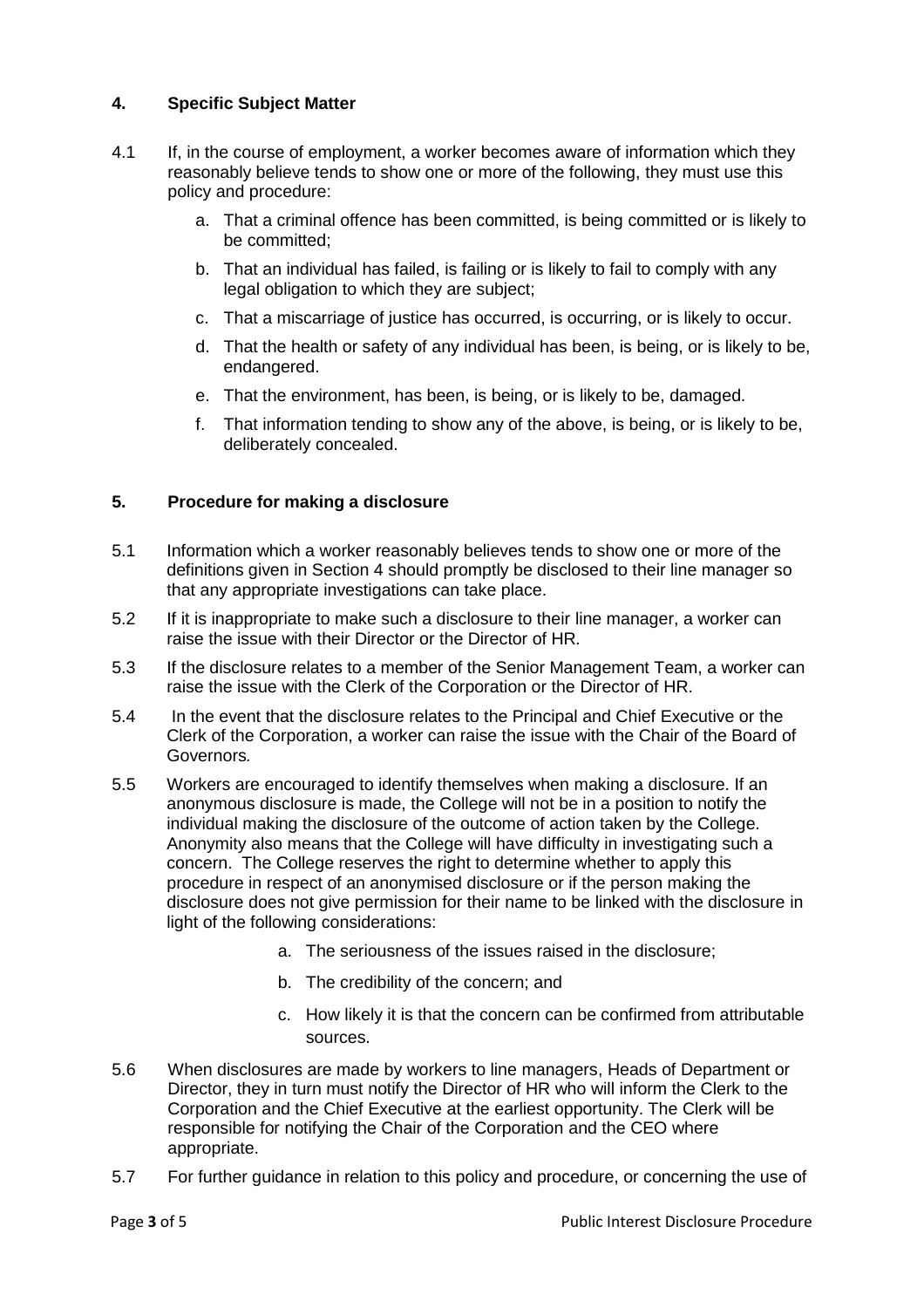## 4. Specific Subject Matter

4.1 If, in the course of employment, a worker becomes aware of information which they reasonably believe tends to show one or more of the following, they must use this policy and procedure:

   a. That a criminal offence has been committed, is being committed or is likely to be committed;

   b. That an individual has failed, is failing or is likely to fail to comply with any legal obligation to which they are subject;

   c. That a miscarriage of justice has occurred, is occurring, or is likely to occur.

   d. That the health or safety of any individual has been, is being, or is likely to be, endangered.

   e. That the environment, has been, is being, or is likely to be, damaged.

   f. That information tending to show any of the above, is being, or is likely to be, deliberately concealed.

## 5. Procedure for making a disclosure

5.1 Information which a worker reasonably believes tends to show one or more of the definitions given in Section 4 should promptly be disclosed to their line manager so that any appropriate investigations can take place.

5.2 If it is inappropriate to make such a disclosure to their line manager, a worker can raise the issue with their Director or the Director of HR.

5.3 If the disclosure relates to a member of the Senior Management Team, a worker can raise the issue with the Clerk of the Corporation or the Director of HR.

5.4 In the event that the disclosure relates to the Principal and Chief Executive or the Clerk of the Corporation, a worker can raise the issue with the Chair of the Board of Governors.

5.5 Workers are encouraged to identify themselves when making a disclosure. If an anonymous disclosure is made, the College will not be in a position to notify the individual making the disclosure of the outcome of action taken by the College. Anonymity also means that the College will have difficulty in investigating such a concern. The College reserves the right to determine whether to apply this procedure in respect of an anonymised disclosure or if the person making the disclosure does not give permission for their name to be linked with the disclosure in light of the following considerations:

   a. The seriousness of the issues raised in the disclosure;

   b. The credibility of the concern; and

   c. How likely it is that the concern can be confirmed from attributable sources.

5.6 When disclosures are made by workers to line managers, Heads of Department or Director, they in turn must notify the Director of HR who will inform the Clerk to the Corporation and the Chief Executive at the earliest opportunity. The Clerk will be responsible for notifying the Chair of the Corporation and the CEO where appropriate.

5.7 For further guidance in relation to this policy and procedure, or concerning the use of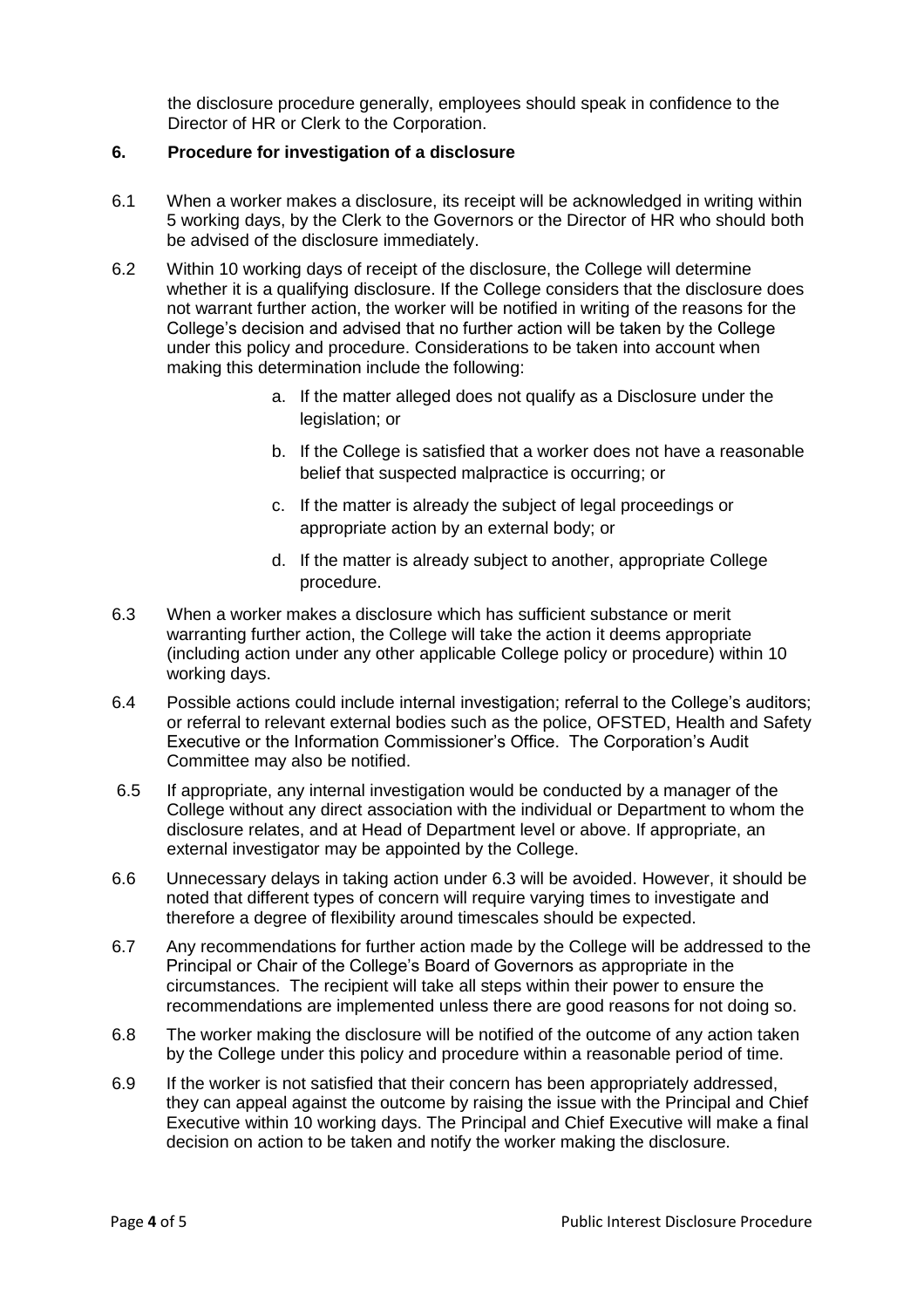the disclosure procedure generally, employees should speak in confidence to the Director of HR or Clerk to the Corporation.

## 6. Procedure for investigation of a disclosure

6.1 When a worker makes a disclosure, its receipt will be acknowledged in writing within 5 working days, by the Clerk to the Governors or the Director of HR who should both be advised of the disclosure immediately.

6.2 Within 10 working days of receipt of the disclosure, the College will determine whether it is a qualifying disclosure. If the College considers that the disclosure does not warrant further action, the worker will be notified in writing of the reasons for the College's decision and advised that no further action will be taken by the College under this policy and procedure. Considerations to be taken into account when making this determination include the following:

a. If the matter alleged does not qualify as a Disclosure under the legislation; or

b. If the College is satisfied that a worker does not have a reasonable belief that suspected malpractice is occurring; or

c. If the matter is already the subject of legal proceedings or appropriate action by an external body; or

d. If the matter is already subject to another, appropriate College procedure.

6.3 When a worker makes a disclosure which has sufficient substance or merit warranting further action, the College will take the action it deems appropriate (including action under any other applicable College policy or procedure) within 10 working days.

6.4 Possible actions could include internal investigation; referral to the College's auditors; or referral to relevant external bodies such as the police, OFSTED, Health and Safety Executive or the Information Commissioner's Office. The Corporation's Audit Committee may also be notified.

6.5 If appropriate, any internal investigation would be conducted by a manager of the College without any direct association with the individual or Department to whom the disclosure relates, and at Head of Department level or above. If appropriate, an external investigator may be appointed by the College.

6.6 Unnecessary delays in taking action under 6.3 will be avoided. However, it should be noted that different types of concern will require varying times to investigate and therefore a degree of flexibility around timescales should be expected.

6.7 Any recommendations for further action made by the College will be addressed to the Principal or Chair of the College's Board of Governors as appropriate in the circumstances. The recipient will take all steps within their power to ensure the recommendations are implemented unless there are good reasons for not doing so.

6.8 The worker making the disclosure will be notified of the outcome of any action taken by the College under this policy and procedure within a reasonable period of time.

6.9 If the worker is not satisfied that their concern has been appropriately addressed, they can appeal against the outcome by raising the issue with the Principal and Chief Executive within 10 working days. The Principal and Chief Executive will make a final decision on action to be taken and notify the worker making the disclosure.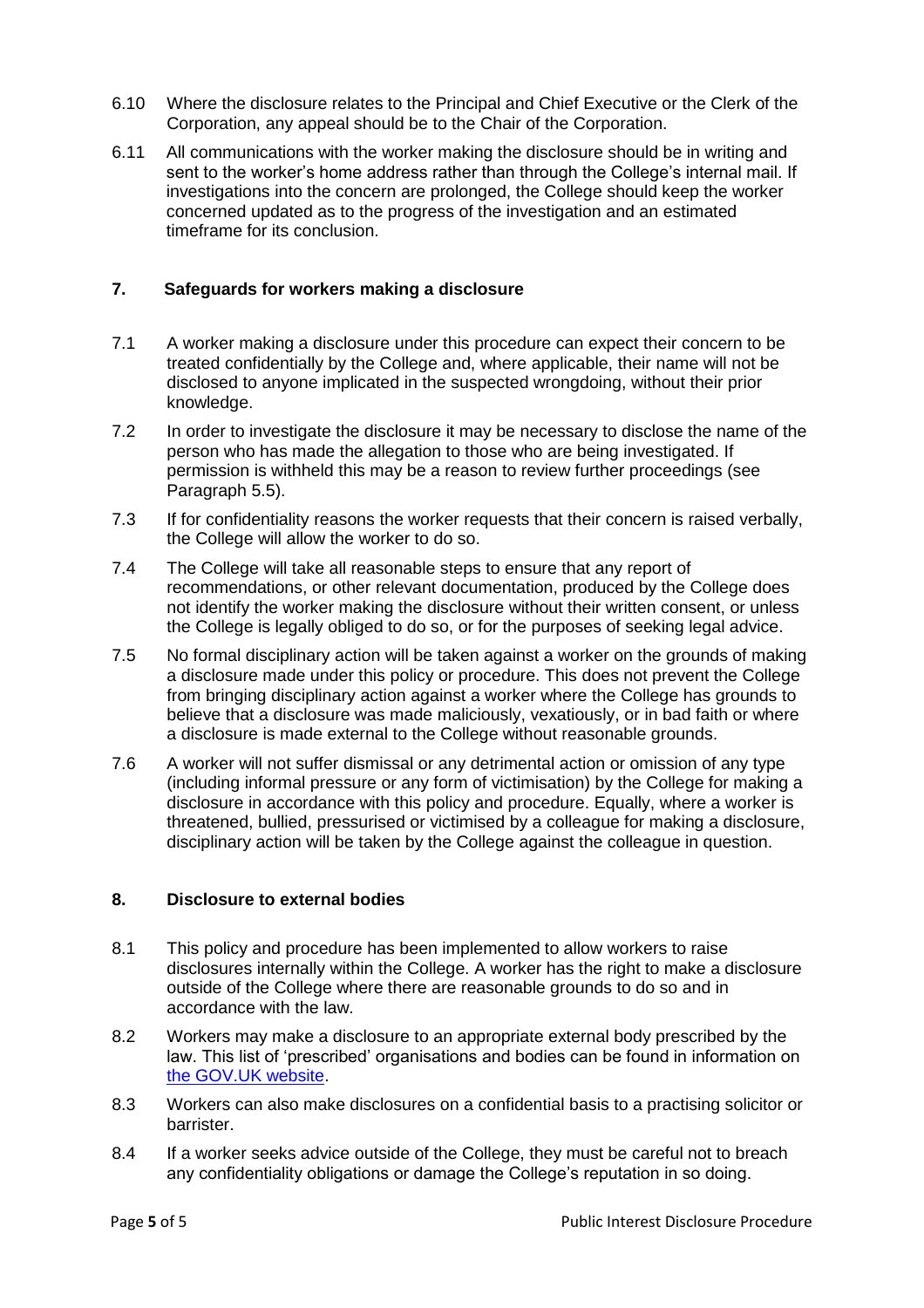6.10 Where the disclosure relates to the Principal and Chief Executive or the Clerk of the Corporation, any appeal should be to the Chair of the Corporation.

6.11 All communications with the worker making the disclosure should be in writing and sent to the worker's home address rather than through the College's internal mail. If investigations into the concern are prolonged, the College should keep the worker concerned updated as to the progress of the investigation and an estimated timeframe for its conclusion.

## 7. Safeguards for workers making a disclosure

7.1 A worker making a disclosure under this procedure can expect their concern to be treated confidentially by the College and, where applicable, their name will not be disclosed to anyone implicated in the suspected wrongdoing, without their prior knowledge.

7.2 In order to investigate the disclosure it may be necessary to disclose the name of the person who has made the allegation to those who are being investigated. If permission is withheld this may be a reason to review further proceedings (see Paragraph 5.5).

7.3 If for confidentiality reasons the worker requests that their concern is raised verbally, the College will allow the worker to do so.

7.4 The College will take all reasonable steps to ensure that any report of recommendations, or other relevant documentation, produced by the College does not identify the worker making the disclosure without their written consent, or unless the College is legally obliged to do so, or for the purposes of seeking legal advice.

7.5 No formal disciplinary action will be taken against a worker on the grounds of making a disclosure made under this policy or procedure. This does not prevent the College from bringing disciplinary action against a worker where the College has grounds to believe that a disclosure was made maliciously, vexatiously, or in bad faith or where a disclosure is made external to the College without reasonable grounds.

7.6 A worker will not suffer dismissal or any detrimental action or omission of any type (including informal pressure or any form of victimisation) by the College for making a disclosure in accordance with this policy and procedure. Equally, where a worker is threatened, bullied, pressurised or victimised by a colleague for making a disclosure, disciplinary action will be taken by the College against the colleague in question.

## 8. Disclosure to external bodies

8.1 This policy and procedure has been implemented to allow workers to raise disclosures internally within the College. A worker has the right to make a disclosure outside of the College where there are reasonable grounds to do so and in accordance with the law.

8.2 Workers may make a disclosure to an appropriate external body prescribed by the law. This list of 'prescribed' organisations and bodies can be found in information on the GOV.UK website.

8.3 Workers can also make disclosures on a confidential basis to a practising solicitor or barrister.

8.4 If a worker seeks advice outside of the College, they must be careful not to breach any confidentiality obligations or damage the College's reputation in so doing.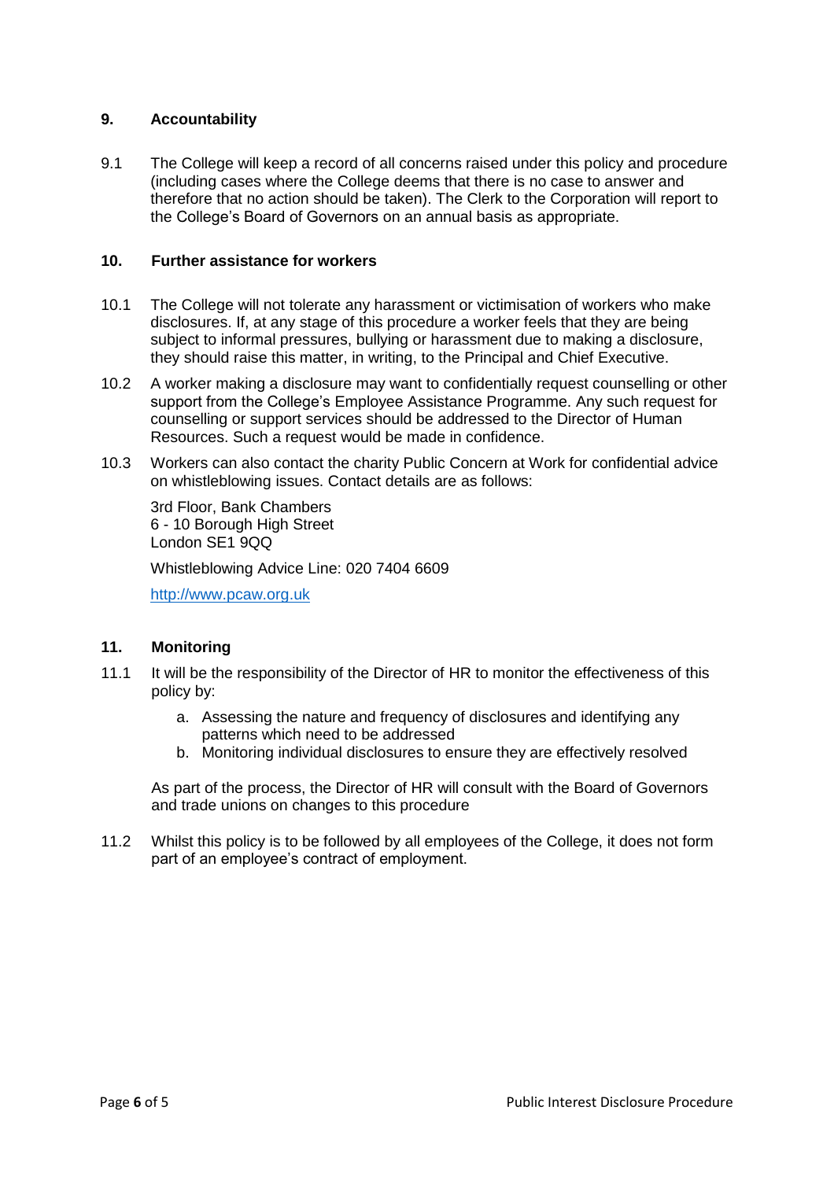## 9. Accountability

9.1 The College will keep a record of all concerns raised under this policy and procedure (including cases where the College deems that there is no case to answer and therefore that no action should be taken). The Clerk to the Corporation will report to the College's Board of Governors on an annual basis as appropriate.

## 10. Further assistance for workers

10.1 The College will not tolerate any harassment or victimisation of workers who make disclosures. If, at any stage of this procedure a worker feels that they are being subject to informal pressures, bullying or harassment due to making a disclosure, they should raise this matter, in writing, to the Principal and Chief Executive.

10.2 A worker making a disclosure may want to confidentially request counselling or other support from the College's Employee Assistance Programme. Any such request for counselling or support services should be addressed to the Director of Human Resources. Such a request would be made in confidence.

10.3 Workers can also contact the charity Public Concern at Work for confidential advice on whistleblowing issues. Contact details are as follows:

3rd Floor, Bank Chambers
6 - 10 Borough High Street
London SE1 9QQ

Whistleblowing Advice Line: 020 7404 6609

http://www.pcaw.org.uk

## 11. Monitoring

11.1 It will be the responsibility of the Director of HR to monitor the effectiveness of this policy by:

a. Assessing the nature and frequency of disclosures and identifying any patterns which need to be addressed
b. Monitoring individual disclosures to ensure they are effectively resolved

As part of the process, the Director of HR will consult with the Board of Governors and trade unions on changes to this procedure

11.2 Whilst this policy is to be followed by all employees of the College, it does not form part of an employee's contract of employment.